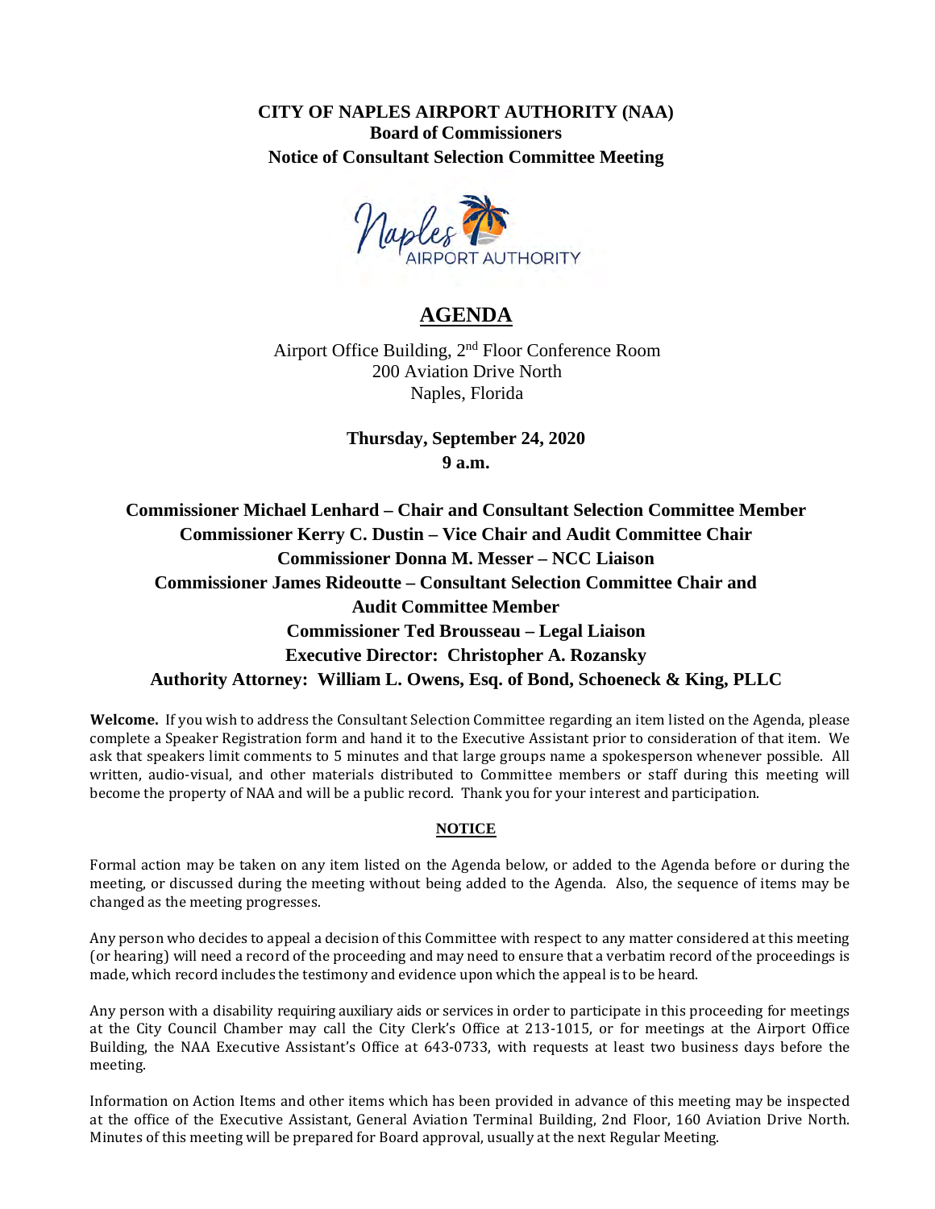**CITY OF NAPLES AIRPORT AUTHORITY (NAA)**
**Board of Commissioners**
**Notice of Consultant Selection Committee Meeting**

Naples AIRPORT AUTHORITY

# AGENDA

Airport Office Building, 2nd Floor Conference Room
200 Aviation Drive North
Naples, Florida

**Thursday, September 24, 2020**
**9 a.m.**

**Commissioner Michael Lenhard – Chair and Consultant Selection Committee Member**
**Commissioner Kerry C. Dustin – Vice Chair and Audit Committee Chair**
**Commissioner Donna M. Messer – NCC Liaison**
**Commissioner James Rideoutte – Consultant Selection Committee Chair and Audit Committee Member**
**Commissioner Ted Brousseau – Legal Liaison**
**Executive Director: Christopher A. Rozansky**
**Authority Attorney: William L. Owens, Esq. of Bond, Schoeneck & King, PLLC**

**Welcome.** If you wish to address the Consultant Selection Committee regarding an item listed on the Agenda, please complete a Speaker Registration form and hand it to the Executive Assistant prior to consideration of that item. We ask that speakers limit comments to 5 minutes and that large groups name a spokesperson whenever possible. All written, audio-visual, and other materials distributed to Committee members or staff during this meeting will become the property of NAA and will be a public record. Thank you for your interest and participation.

**NOTICE**

Formal action may be taken on any item listed on the Agenda below, or added to the Agenda before or during the meeting, or discussed during the meeting without being added to the Agenda. Also, the sequence of items may be changed as the meeting progresses.

Any person who decides to appeal a decision of this Committee with respect to any matter considered at this meeting (or hearing) will need a record of the proceeding and may need to ensure that a verbatim record of the proceedings is made, which record includes the testimony and evidence upon which the appeal is to be heard.

Any person with a disability requiring auxiliary aids or services in order to participate in this proceeding for meetings at the City Council Chamber may call the City Clerk's Office at 213-1015, or for meetings at the Airport Office Building, the NAA Executive Assistant's Office at 643-0733, with requests at least two business days before the meeting.

Information on Action Items and other items which has been provided in advance of this meeting may be inspected at the office of the Executive Assistant, General Aviation Terminal Building, 2nd Floor, 160 Aviation Drive North. Minutes of this meeting will be prepared for Board approval, usually at the next Regular Meeting.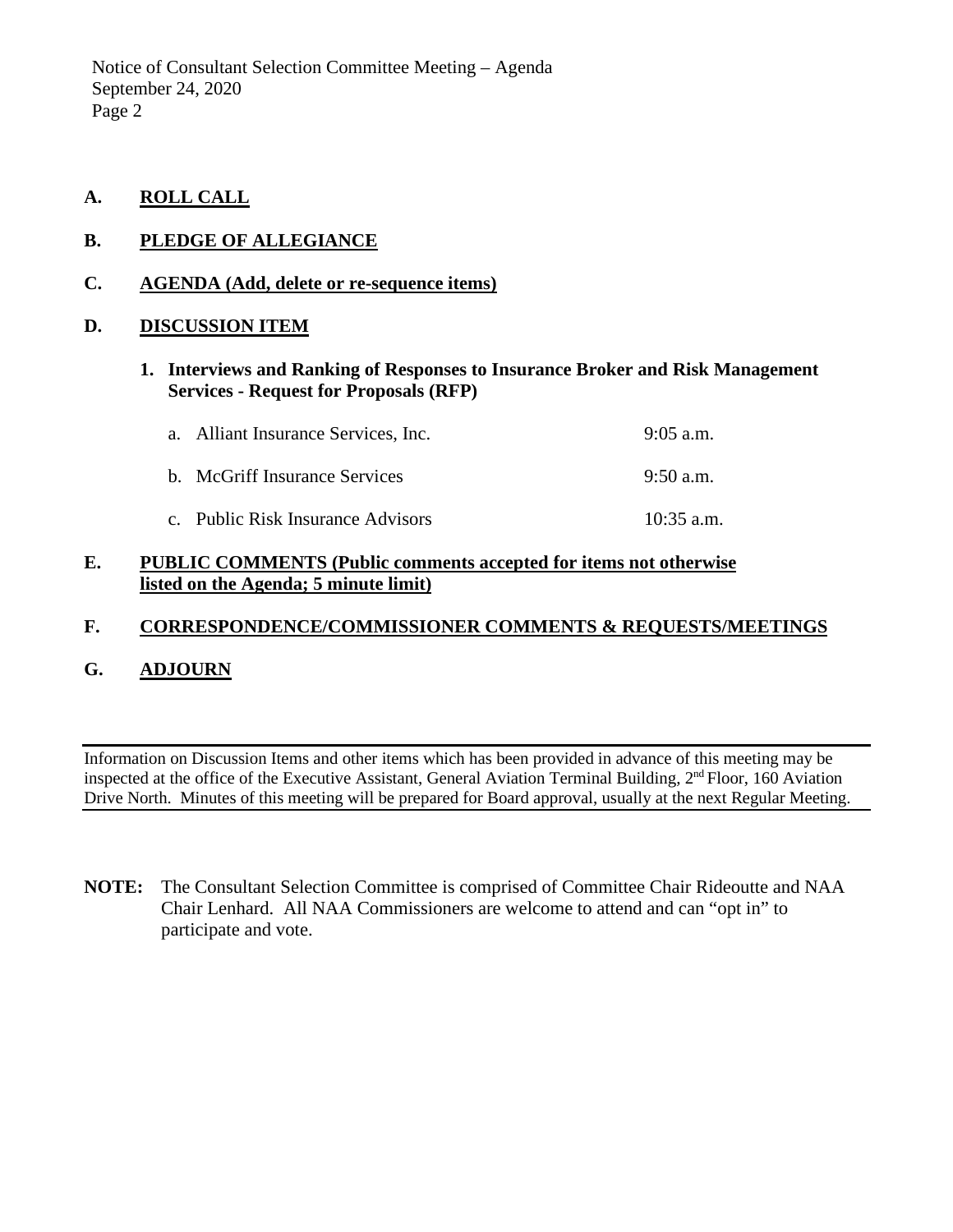**A. ROLL CALL**

**B. PLEDGE OF ALLEGIANCE**

**C. AGENDA (Add, delete or re-sequence items)**

**D. DISCUSSION ITEM**

**1. Interviews and Ranking of Responses to Insurance Broker and Risk Management Services - Request for Proposals (RFP)**

| | |
|---|---|
| a. Alliant Insurance Services, Inc. | 9:05 a.m. |
| b. McGriff Insurance Services | 9:50 a.m. |
| c. Public Risk Insurance Advisors | 10:35 a.m. |

**E. PUBLIC COMMENTS (Public comments accepted for items not otherwise listed on the Agenda; 5 minute limit)**

**F. CORRESPONDENCE/COMMISSIONER COMMENTS & REQUESTS/MEETINGS**

**G. ADJOURN**

---

Information on Discussion Items and other items which has been provided in advance of this meeting may be inspected at the office of the Executive Assistant, General Aviation Terminal Building, 2nd Floor, 160 Aviation Drive North. Minutes of this meeting will be prepared for Board approval, usually at the next Regular Meeting.

---

**NOTE:** The Consultant Selection Committee is comprised of Committee Chair Rideoutte and NAA Chair Lenhard. All NAA Commissioners are welcome to attend and can "opt in" to participate and vote.